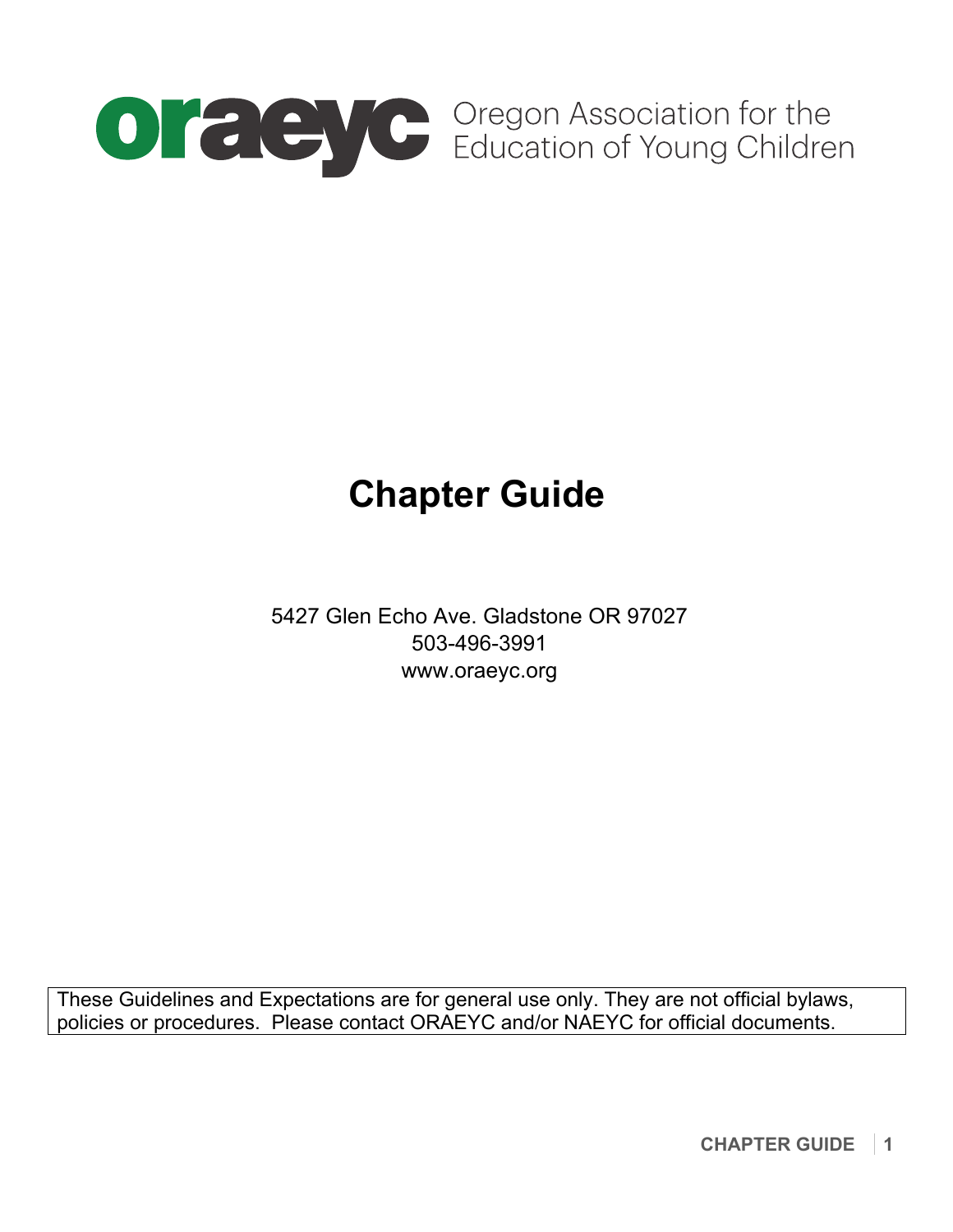oraeyc Oregon Association for the Education of Young Children

# Chapter Guide

5427 Glen Echo Ave. Gladstone OR 97027
503-496-3991
www.oraeyc.org

These Guidelines and Expectations are for general use only. They are not official bylaws, policies or procedures. Please contact ORAEYC and/or NAEYC for official documents.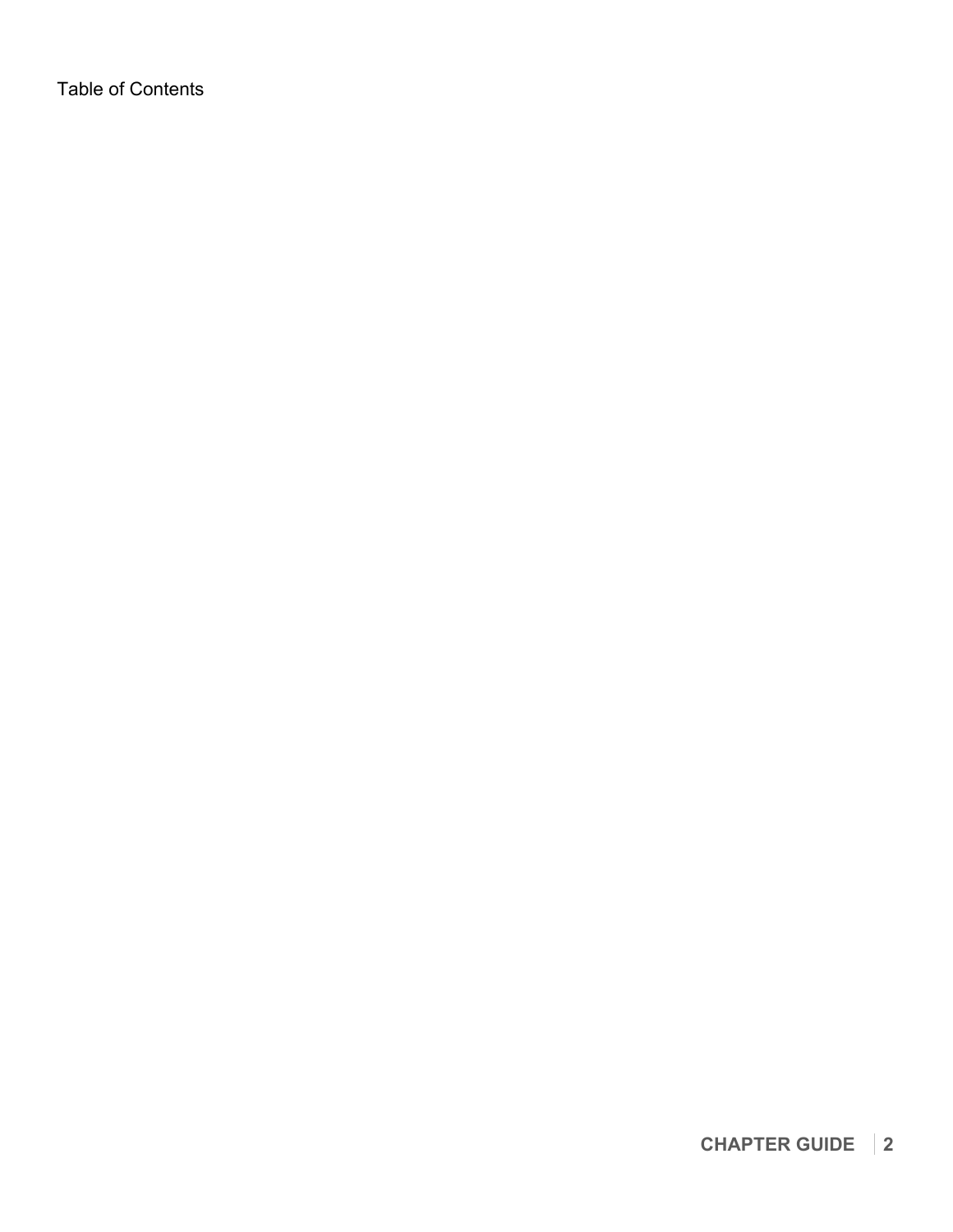Table of Contents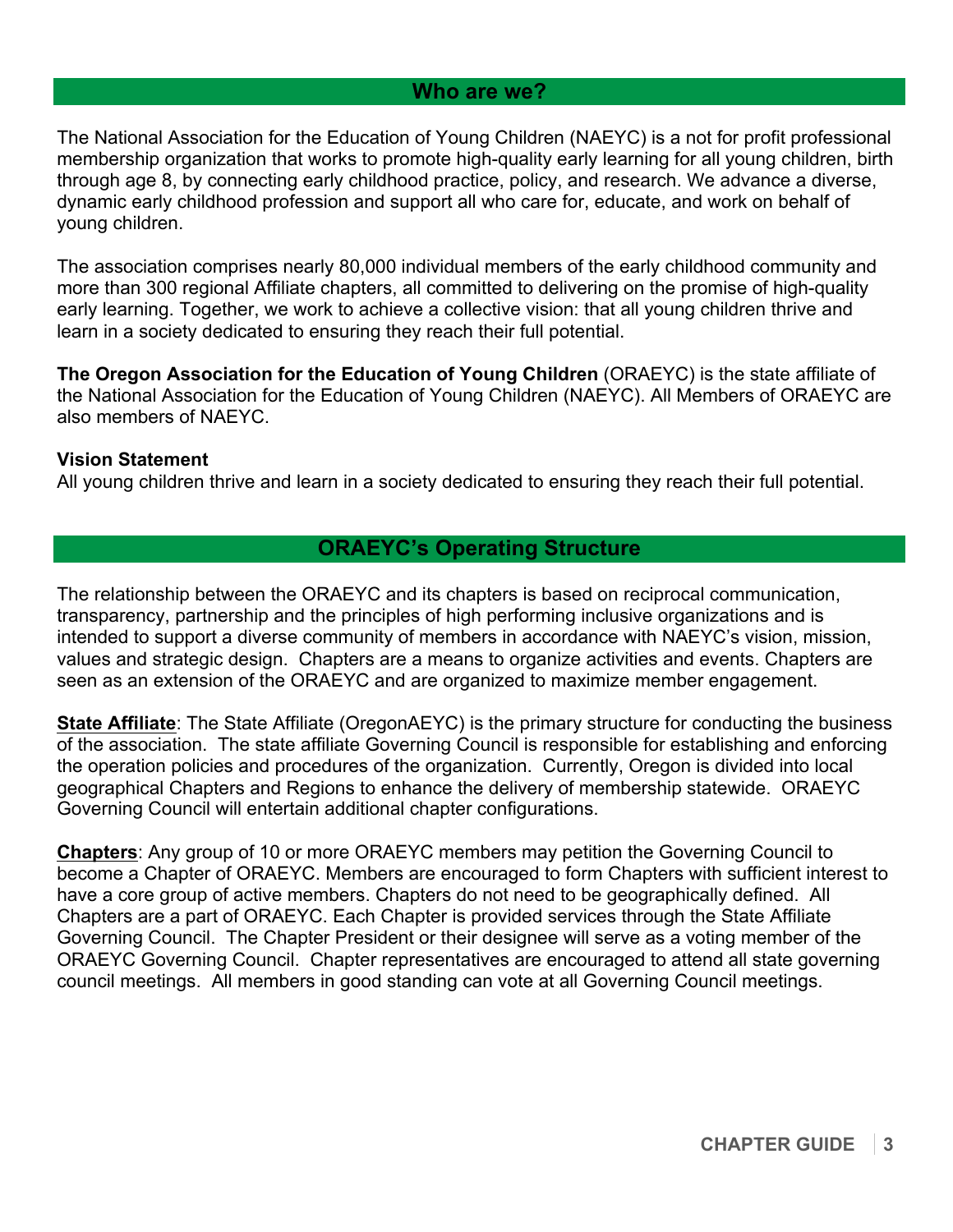## Who are we?

The National Association for the Education of Young Children (NAEYC) is a not for profit professional membership organization that works to promote high-quality early learning for all young children, birth through age 8, by connecting early childhood practice, policy, and research. We advance a diverse, dynamic early childhood profession and support all who care for, educate, and work on behalf of young children.

The association comprises nearly 80,000 individual members of the early childhood community and more than 300 regional Affiliate chapters, all committed to delivering on the promise of high-quality early learning. Together, we work to achieve a collective vision: that all young children thrive and learn in a society dedicated to ensuring they reach their full potential.

**The Oregon Association for the Education of Young Children** (ORAEYC) is the state affiliate of the National Association for the Education of Young Children (NAEYC). All Members of ORAEYC are also members of NAEYC.

**Vision Statement**
All young children thrive and learn in a society dedicated to ensuring they reach their full potential.

## ORAEYC's Operating Structure

The relationship between the ORAEYC and its chapters is based on reciprocal communication, transparency, partnership and the principles of high performing inclusive organizations and is intended to support a diverse community of members in accordance with NAEYC's vision, mission, values and strategic design. Chapters are a means to organize activities and events. Chapters are seen as an extension of the ORAEYC and are organized to maximize member engagement.

**State Affiliate**: The State Affiliate (OregonAEYC) is the primary structure for conducting the business of the association. The state affiliate Governing Council is responsible for establishing and enforcing the operation policies and procedures of the organization. Currently, Oregon is divided into local geographical Chapters and Regions to enhance the delivery of membership statewide. ORAEYC Governing Council will entertain additional chapter configurations.

**Chapters**: Any group of 10 or more ORAEYC members may petition the Governing Council to become a Chapter of ORAEYC. Members are encouraged to form Chapters with sufficient interest to have a core group of active members. Chapters do not need to be geographically defined. All Chapters are a part of ORAEYC. Each Chapter is provided services through the State Affiliate Governing Council. The Chapter President or their designee will serve as a voting member of the ORAEYC Governing Council. Chapter representatives are encouraged to attend all state governing council meetings. All members in good standing can vote at all Governing Council meetings.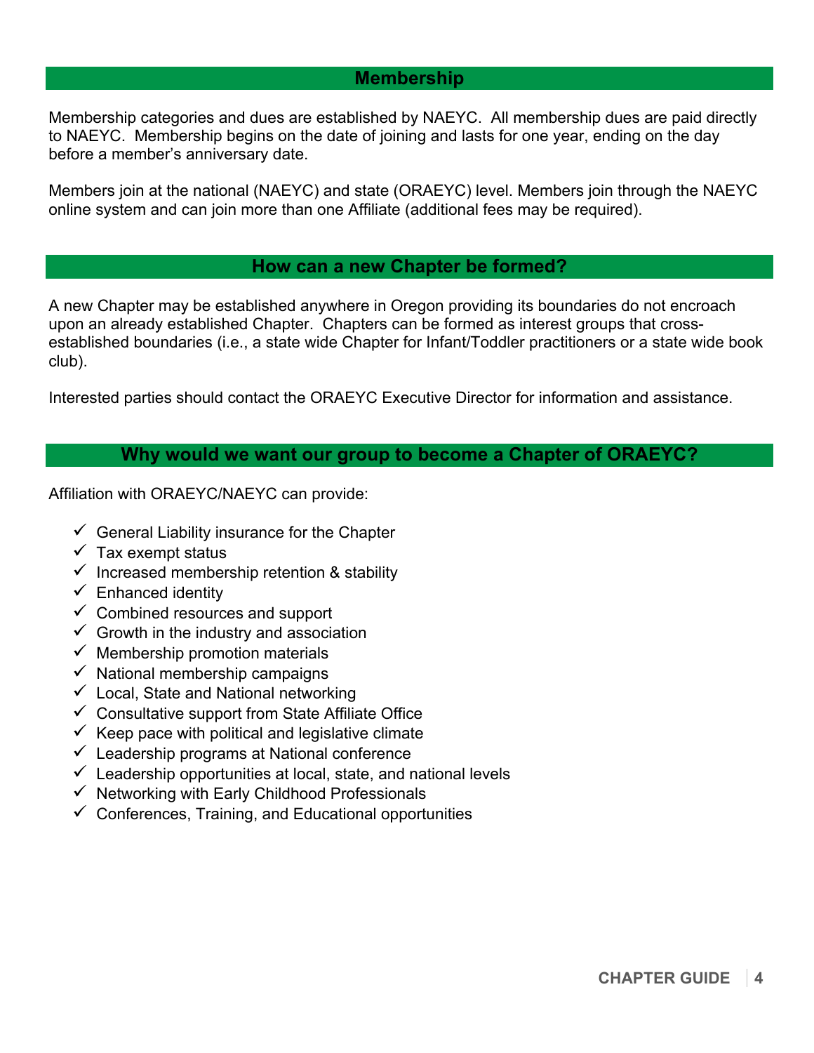## Membership

Membership categories and dues are established by NAEYC. All membership dues are paid directly to NAEYC. Membership begins on the date of joining and lasts for one year, ending on the day before a member's anniversary date.

Members join at the national (NAEYC) and state (ORAEYC) level. Members join through the NAEYC online system and can join more than one Affiliate (additional fees may be required).

## How can a new Chapter be formed?

A new Chapter may be established anywhere in Oregon providing its boundaries do not encroach upon an already established Chapter. Chapters can be formed as interest groups that cross-established boundaries (i.e., a state wide Chapter for Infant/Toddler practitioners or a state wide book club).

Interested parties should contact the ORAEYC Executive Director for information and assistance.

## Why would we want our group to become a Chapter of ORAEYC?

Affiliation with ORAEYC/NAEYC can provide:

- ✓ General Liability insurance for the Chapter
- ✓ Tax exempt status
- ✓ Increased membership retention & stability
- ✓ Enhanced identity
- ✓ Combined resources and support
- ✓ Growth in the industry and association
- ✓ Membership promotion materials
- ✓ National membership campaigns
- ✓ Local, State and National networking
- ✓ Consultative support from State Affiliate Office
- ✓ Keep pace with political and legislative climate
- ✓ Leadership programs at National conference
- ✓ Leadership opportunities at local, state, and national levels
- ✓ Networking with Early Childhood Professionals
- ✓ Conferences, Training, and Educational opportunities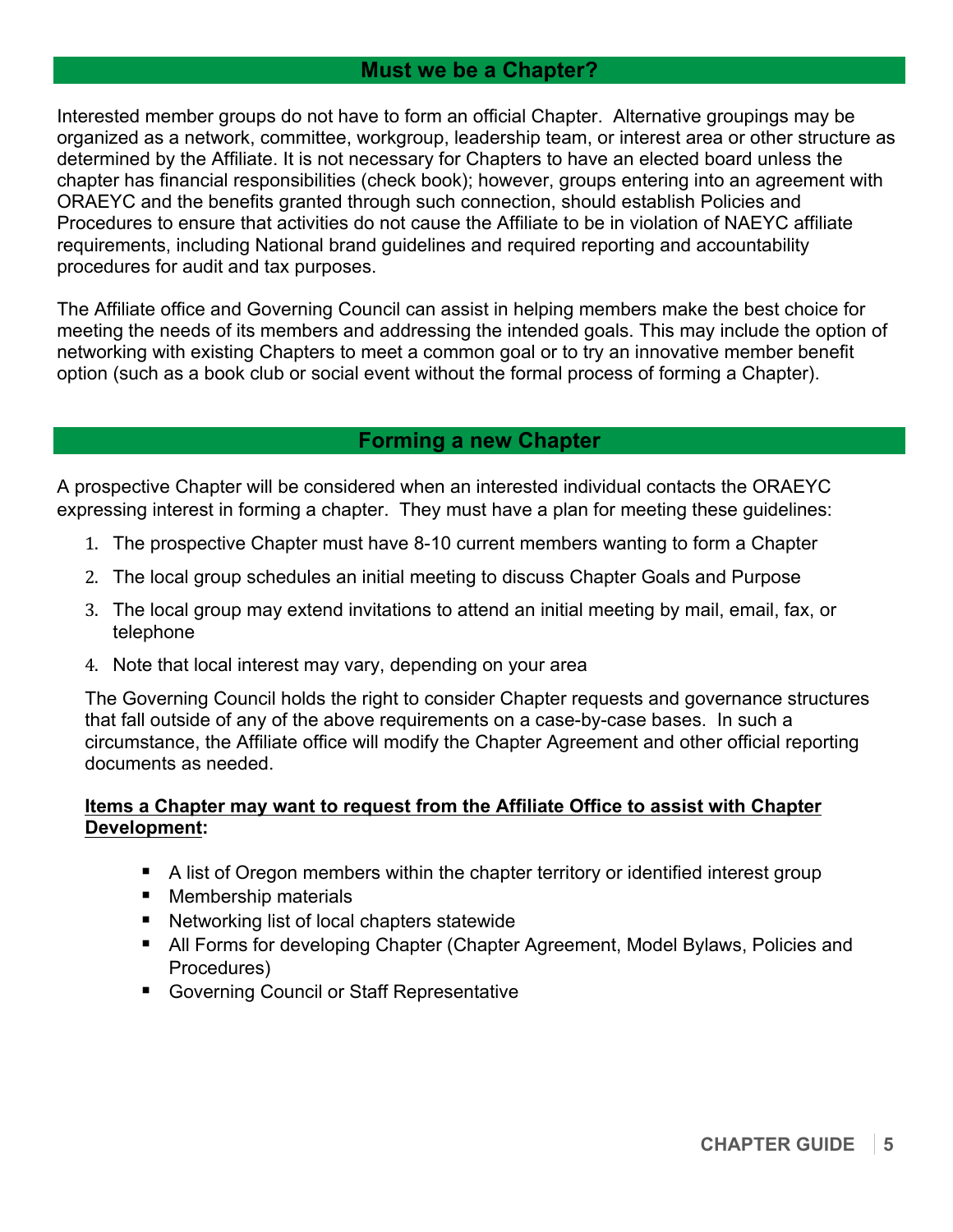## Must we be a Chapter?

Interested member groups do not have to form an official Chapter. Alternative groupings may be organized as a network, committee, workgroup, leadership team, or interest area or other structure as determined by the Affiliate. It is not necessary for Chapters to have an elected board unless the chapter has financial responsibilities (check book); however, groups entering into an agreement with ORAEYC and the benefits granted through such connection, should establish Policies and Procedures to ensure that activities do not cause the Affiliate to be in violation of NAEYC affiliate requirements, including National brand guidelines and required reporting and accountability procedures for audit and tax purposes.

The Affiliate office and Governing Council can assist in helping members make the best choice for meeting the needs of its members and addressing the intended goals. This may include the option of networking with existing Chapters to meet a common goal or to try an innovative member benefit option (such as a book club or social event without the formal process of forming a Chapter).

## Forming a new Chapter

A prospective Chapter will be considered when an interested individual contacts the ORAEYC expressing interest in forming a chapter. They must have a plan for meeting these guidelines:

1. The prospective Chapter must have 8-10 current members wanting to form a Chapter
2. The local group schedules an initial meeting to discuss Chapter Goals and Purpose
3. The local group may extend invitations to attend an initial meeting by mail, email, fax, or telephone
4. Note that local interest may vary, depending on your area

The Governing Council holds the right to consider Chapter requests and governance structures that fall outside of any of the above requirements on a case-by-case bases. In such a circumstance, the Affiliate office will modify the Chapter Agreement and other official reporting documents as needed.

**Items a Chapter may want to request from the Affiliate Office to assist with Chapter Development:**

- A list of Oregon members within the chapter territory or identified interest group
- Membership materials
- Networking list of local chapters statewide
- All Forms for developing Chapter (Chapter Agreement, Model Bylaws, Policies and Procedures)
- Governing Council or Staff Representative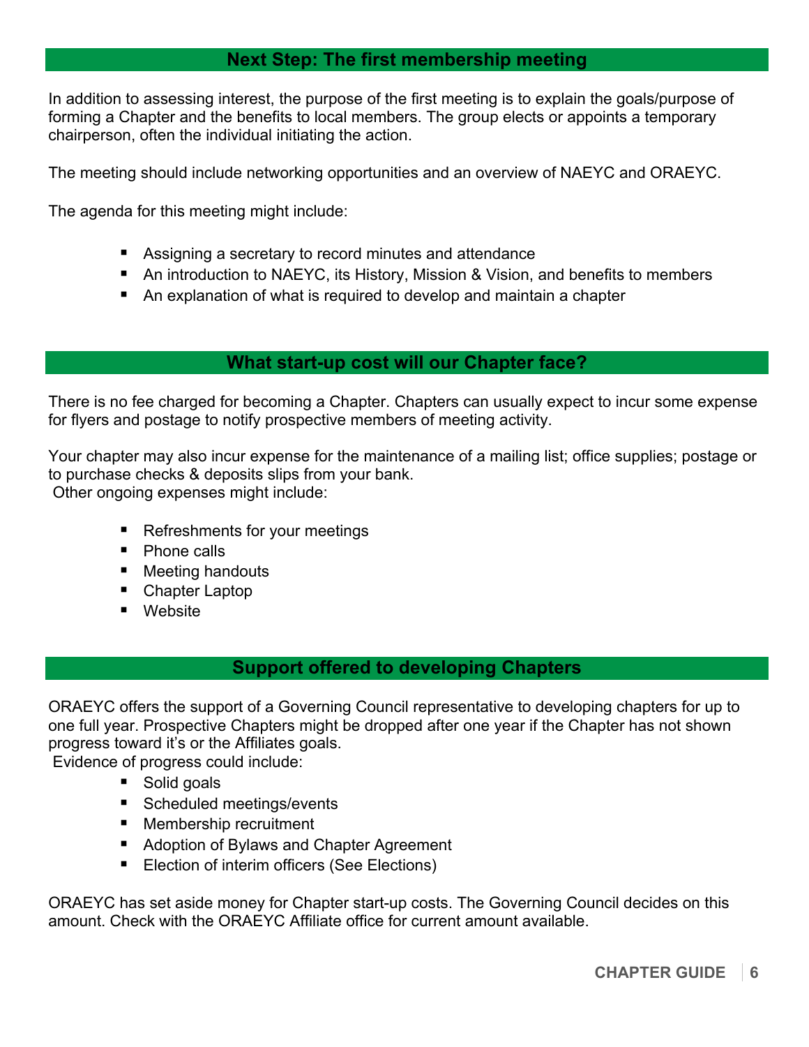## Next Step: The first membership meeting

In addition to assessing interest, the purpose of the first meeting is to explain the goals/purpose of forming a Chapter and the benefits to local members. The group elects or appoints a temporary chairperson, often the individual initiating the action.

The meeting should include networking opportunities and an overview of NAEYC and ORAEYC.

The agenda for this meeting might include:

- Assigning a secretary to record minutes and attendance
- An introduction to NAEYC, its History, Mission & Vision, and benefits to members
- An explanation of what is required to develop and maintain a chapter

## What start-up cost will our Chapter face?

There is no fee charged for becoming a Chapter. Chapters can usually expect to incur some expense for flyers and postage to notify prospective members of meeting activity.

Your chapter may also incur expense for the maintenance of a mailing list; office supplies; postage or to purchase checks & deposits slips from your bank.
Other ongoing expenses might include:

- Refreshments for your meetings
- Phone calls
- Meeting handouts
- Chapter Laptop
- Website

## Support offered to developing Chapters

ORAEYC offers the support of a Governing Council representative to developing chapters for up to one full year. Prospective Chapters might be dropped after one year if the Chapter has not shown progress toward it's or the Affiliates goals.
Evidence of progress could include:

- Solid goals
- Scheduled meetings/events
- Membership recruitment
- Adoption of Bylaws and Chapter Agreement
- Election of interim officers (See Elections)

ORAEYC has set aside money for Chapter start-up costs. The Governing Council decides on this amount. Check with the ORAEYC Affiliate office for current amount available.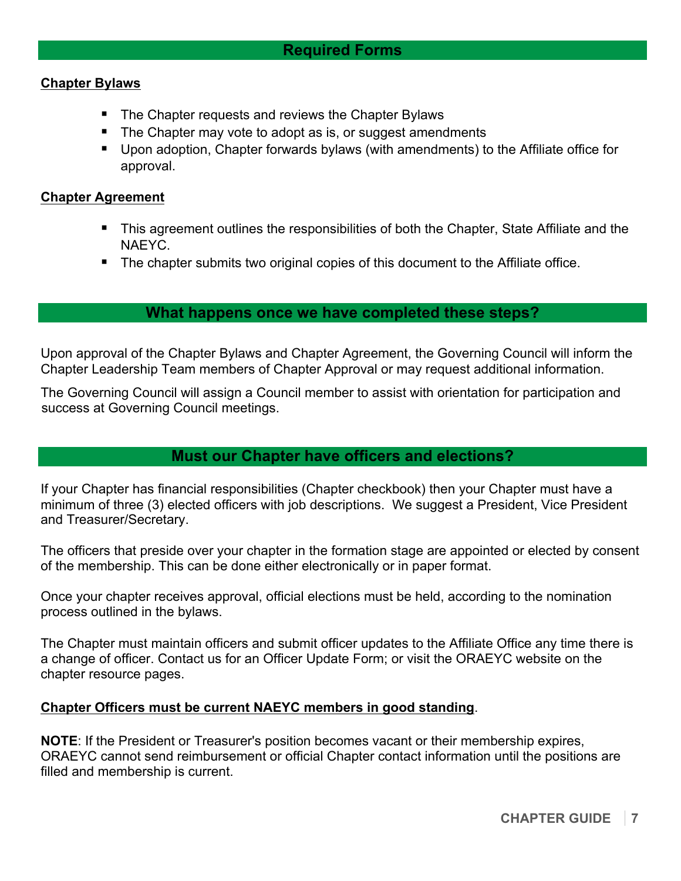## Required Forms

**Chapter Bylaws**

- The Chapter requests and reviews the Chapter Bylaws
- The Chapter may vote to adopt as is, or suggest amendments
- Upon adoption, Chapter forwards bylaws (with amendments) to the Affiliate office for approval.

**Chapter Agreement**

- This agreement outlines the responsibilities of both the Chapter, State Affiliate and the NAEYC.
- The chapter submits two original copies of this document to the Affiliate office.

## What happens once we have completed these steps?

Upon approval of the Chapter Bylaws and Chapter Agreement, the Governing Council will inform the Chapter Leadership Team members of Chapter Approval or may request additional information.

The Governing Council will assign a Council member to assist with orientation for participation and success at Governing Council meetings.

## Must our Chapter have officers and elections?

If your Chapter has financial responsibilities (Chapter checkbook) then your Chapter must have a minimum of three (3) elected officers with job descriptions. We suggest a President, Vice President and Treasurer/Secretary.

The officers that preside over your chapter in the formation stage are appointed or elected by consent of the membership. This can be done either electronically or in paper format.

Once your chapter receives approval, official elections must be held, according to the nomination process outlined in the bylaws.

The Chapter must maintain officers and submit officer updates to the Affiliate Office any time there is a change of officer. Contact us for an Officer Update Form; or visit the ORAEYC website on the chapter resource pages.

**Chapter Officers must be current NAEYC members in good standing**.

**NOTE**: If the President or Treasurer's position becomes vacant or their membership expires, ORAEYC cannot send reimbursement or official Chapter contact information until the positions are filled and membership is current.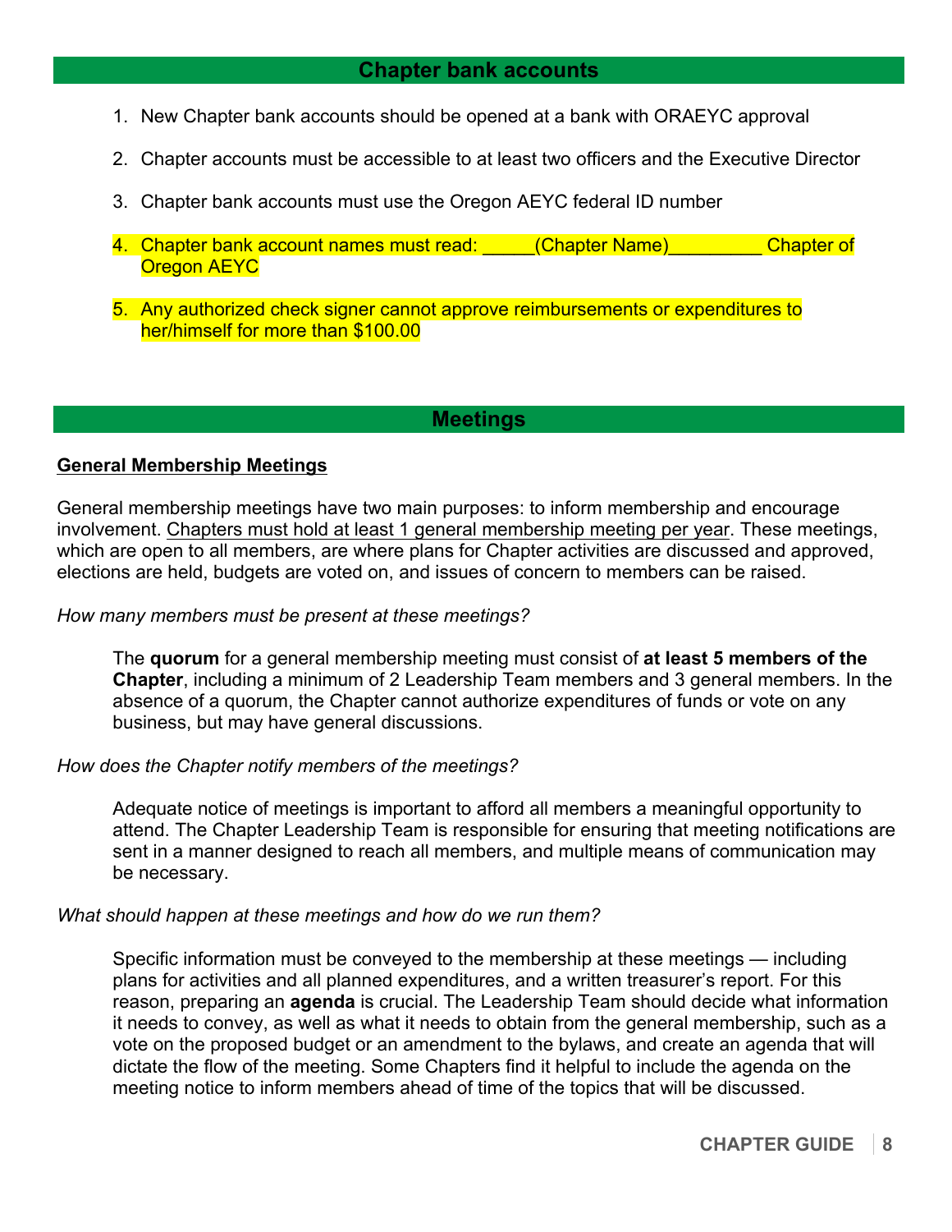## Chapter bank accounts

1. New Chapter bank accounts should be opened at a bank with ORAEYC approval
2. Chapter accounts must be accessible to at least two officers and the Executive Director
3. Chapter bank accounts must use the Oregon AEYC federal ID number
4. Chapter bank account names must read: _____(Chapter Name)_________ Chapter of Oregon AEYC
5. Any authorized check signer cannot approve reimbursements or expenditures to her/himself for more than $100.00

## Meetings

### General Membership Meetings

General membership meetings have two main purposes: to inform membership and encourage involvement. Chapters must hold at least 1 general membership meeting per year. These meetings, which are open to all members, are where plans for Chapter activities are discussed and approved, elections are held, budgets are voted on, and issues of concern to members can be raised.

*How many members must be present at these meetings?*

The **quorum** for a general membership meeting must consist of **at least 5 members of the Chapter**, including a minimum of 2 Leadership Team members and 3 general members. In the absence of a quorum, the Chapter cannot authorize expenditures of funds or vote on any business, but may have general discussions.

*How does the Chapter notify members of the meetings?*

Adequate notice of meetings is important to afford all members a meaningful opportunity to attend. The Chapter Leadership Team is responsible for ensuring that meeting notifications are sent in a manner designed to reach all members, and multiple means of communication may be necessary.

*What should happen at these meetings and how do we run them?*

Specific information must be conveyed to the membership at these meetings — including plans for activities and all planned expenditures, and a written treasurer's report. For this reason, preparing an **agenda** is crucial. The Leadership Team should decide what information it needs to convey, as well as what it needs to obtain from the general membership, such as a vote on the proposed budget or an amendment to the bylaws, and create an agenda that will dictate the flow of the meeting. Some Chapters find it helpful to include the agenda on the meeting notice to inform members ahead of time of the topics that will be discussed.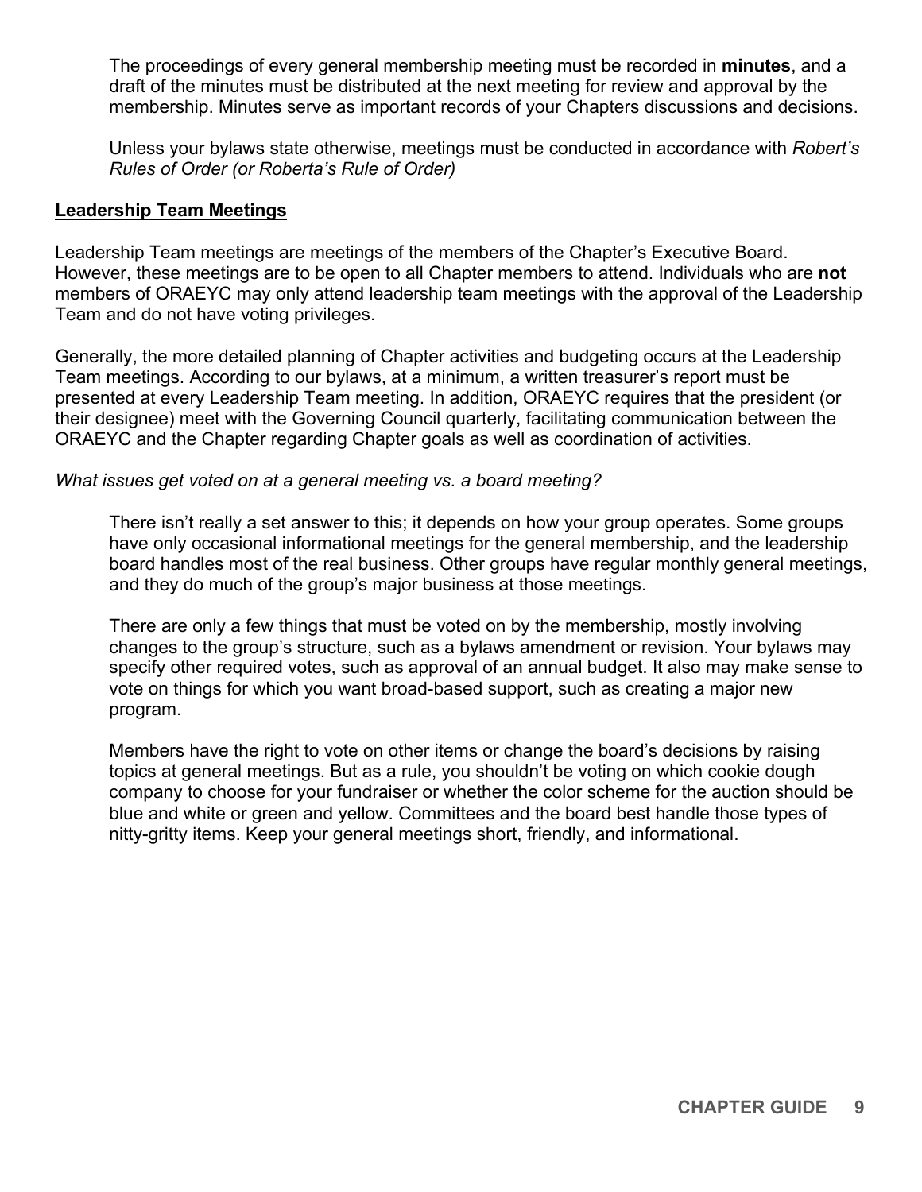The proceedings of every general membership meeting must be recorded in **minutes**, and a draft of the minutes must be distributed at the next meeting for review and approval by the membership. Minutes serve as important records of your Chapters discussions and decisions.

Unless your bylaws state otherwise, meetings must be conducted in accordance with *Robert's Rules of Order (or Roberta's Rule of Order)*

## Leadership Team Meetings

Leadership Team meetings are meetings of the members of the Chapter's Executive Board. However, these meetings are to be open to all Chapter members to attend. Individuals who are **not** members of ORAEYC may only attend leadership team meetings with the approval of the Leadership Team and do not have voting privileges.

Generally, the more detailed planning of Chapter activities and budgeting occurs at the Leadership Team meetings. According to our bylaws, at a minimum, a written treasurer's report must be presented at every Leadership Team meeting. In addition, ORAEYC requires that the president (or their designee) meet with the Governing Council quarterly, facilitating communication between the ORAEYC and the Chapter regarding Chapter goals as well as coordination of activities.

*What issues get voted on at a general meeting vs. a board meeting?*

There isn't really a set answer to this; it depends on how your group operates. Some groups have only occasional informational meetings for the general membership, and the leadership board handles most of the real business. Other groups have regular monthly general meetings, and they do much of the group's major business at those meetings.

There are only a few things that must be voted on by the membership, mostly involving changes to the group's structure, such as a bylaws amendment or revision. Your bylaws may specify other required votes, such as approval of an annual budget. It also may make sense to vote on things for which you want broad-based support, such as creating a major new program.

Members have the right to vote on other items or change the board's decisions by raising topics at general meetings. But as a rule, you shouldn't be voting on which cookie dough company to choose for your fundraiser or whether the color scheme for the auction should be blue and white or green and yellow. Committees and the board best handle those types of nitty-gritty items. Keep your general meetings short, friendly, and informational.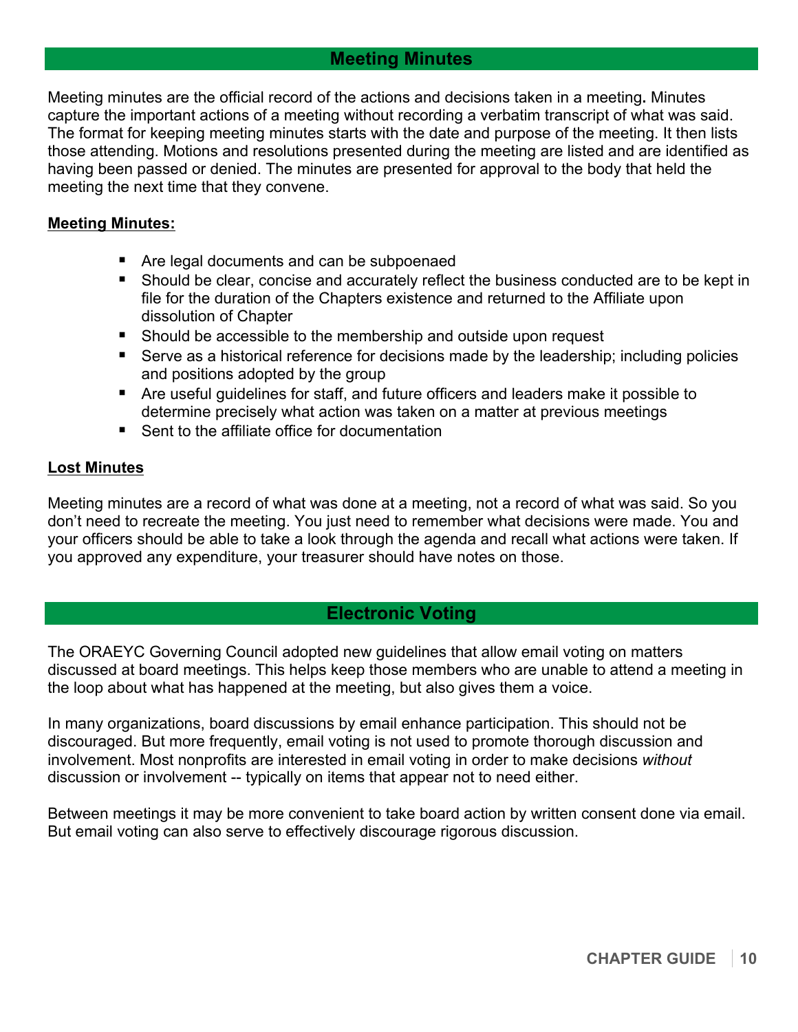## Meeting Minutes

Meeting minutes are the official record of the actions and decisions taken in a meeting**.** Minutes capture the important actions of a meeting without recording a verbatim transcript of what was said. The format for keeping meeting minutes starts with the date and purpose of the meeting. It then lists those attending. Motions and resolutions presented during the meeting are listed and are identified as having been passed or denied. The minutes are presented for approval to the body that held the meeting the next time that they convene.

**Meeting Minutes:**

- Are legal documents and can be subpoenaed
- Should be clear, concise and accurately reflect the business conducted are to be kept in file for the duration of the Chapters existence and returned to the Affiliate upon dissolution of Chapter
- Should be accessible to the membership and outside upon request
- Serve as a historical reference for decisions made by the leadership; including policies and positions adopted by the group
- Are useful guidelines for staff, and future officers and leaders make it possible to determine precisely what action was taken on a matter at previous meetings
- Sent to the affiliate office for documentation

**Lost Minutes**

Meeting minutes are a record of what was done at a meeting, not a record of what was said. So you don't need to recreate the meeting. You just need to remember what decisions were made. You and your officers should be able to take a look through the agenda and recall what actions were taken. If you approved any expenditure, your treasurer should have notes on those.

## Electronic Voting

The ORAEYC Governing Council adopted new guidelines that allow email voting on matters discussed at board meetings. This helps keep those members who are unable to attend a meeting in the loop about what has happened at the meeting, but also gives them a voice.

In many organizations, board discussions by email enhance participation. This should not be discouraged. But more frequently, email voting is not used to promote thorough discussion and involvement. Most nonprofits are interested in email voting in order to make decisions *without* discussion or involvement -- typically on items that appear not to need either.

Between meetings it may be more convenient to take board action by written consent done via email. But email voting can also serve to effectively discourage rigorous discussion.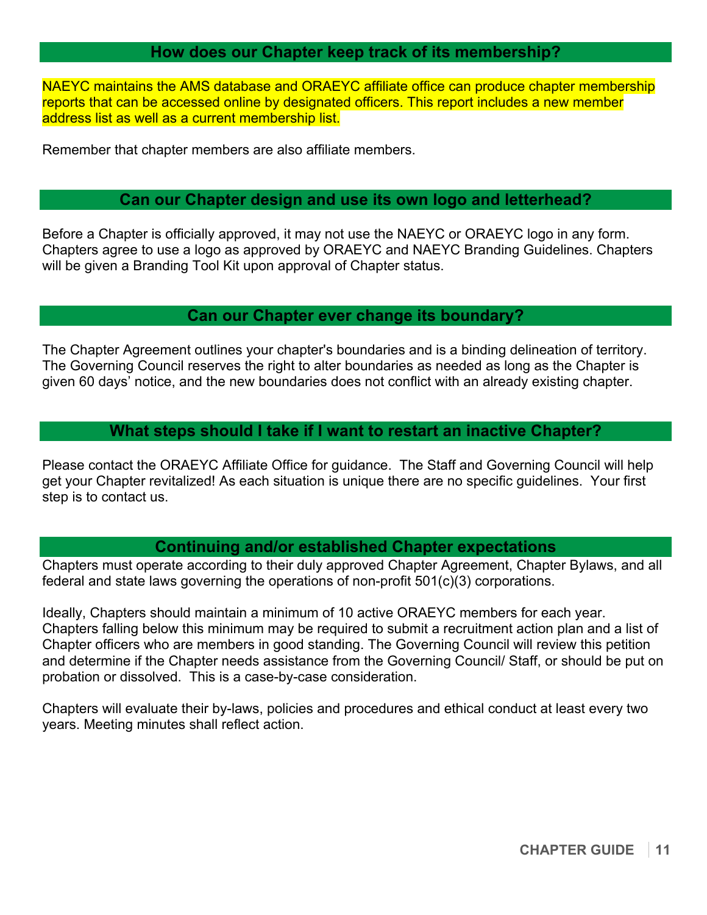## How does our Chapter keep track of its membership?

NAEYC maintains the AMS database and ORAEYC affiliate office can produce chapter membership reports that can be accessed online by designated officers. This report includes a new member address list as well as a current membership list.

Remember that chapter members are also affiliate members.

## Can our Chapter design and use its own logo and letterhead?

Before a Chapter is officially approved, it may not use the NAEYC or ORAEYC logo in any form. Chapters agree to use a logo as approved by ORAEYC and NAEYC Branding Guidelines. Chapters will be given a Branding Tool Kit upon approval of Chapter status.

## Can our Chapter ever change its boundary?

The Chapter Agreement outlines your chapter's boundaries and is a binding delineation of territory. The Governing Council reserves the right to alter boundaries as needed as long as the Chapter is given 60 days' notice, and the new boundaries does not conflict with an already existing chapter.

## What steps should I take if I want to restart an inactive Chapter?

Please contact the ORAEYC Affiliate Office for guidance. The Staff and Governing Council will help get your Chapter revitalized! As each situation is unique there are no specific guidelines. Your first step is to contact us.

## Continuing and/or established Chapter expectations

Chapters must operate according to their duly approved Chapter Agreement, Chapter Bylaws, and all federal and state laws governing the operations of non-profit 501(c)(3) corporations.

Ideally, Chapters should maintain a minimum of 10 active ORAEYC members for each year. Chapters falling below this minimum may be required to submit a recruitment action plan and a list of Chapter officers who are members in good standing. The Governing Council will review this petition and determine if the Chapter needs assistance from the Governing Council/ Staff, or should be put on probation or dissolved. This is a case-by-case consideration.

Chapters will evaluate their by-laws, policies and procedures and ethical conduct at least every two years. Meeting minutes shall reflect action.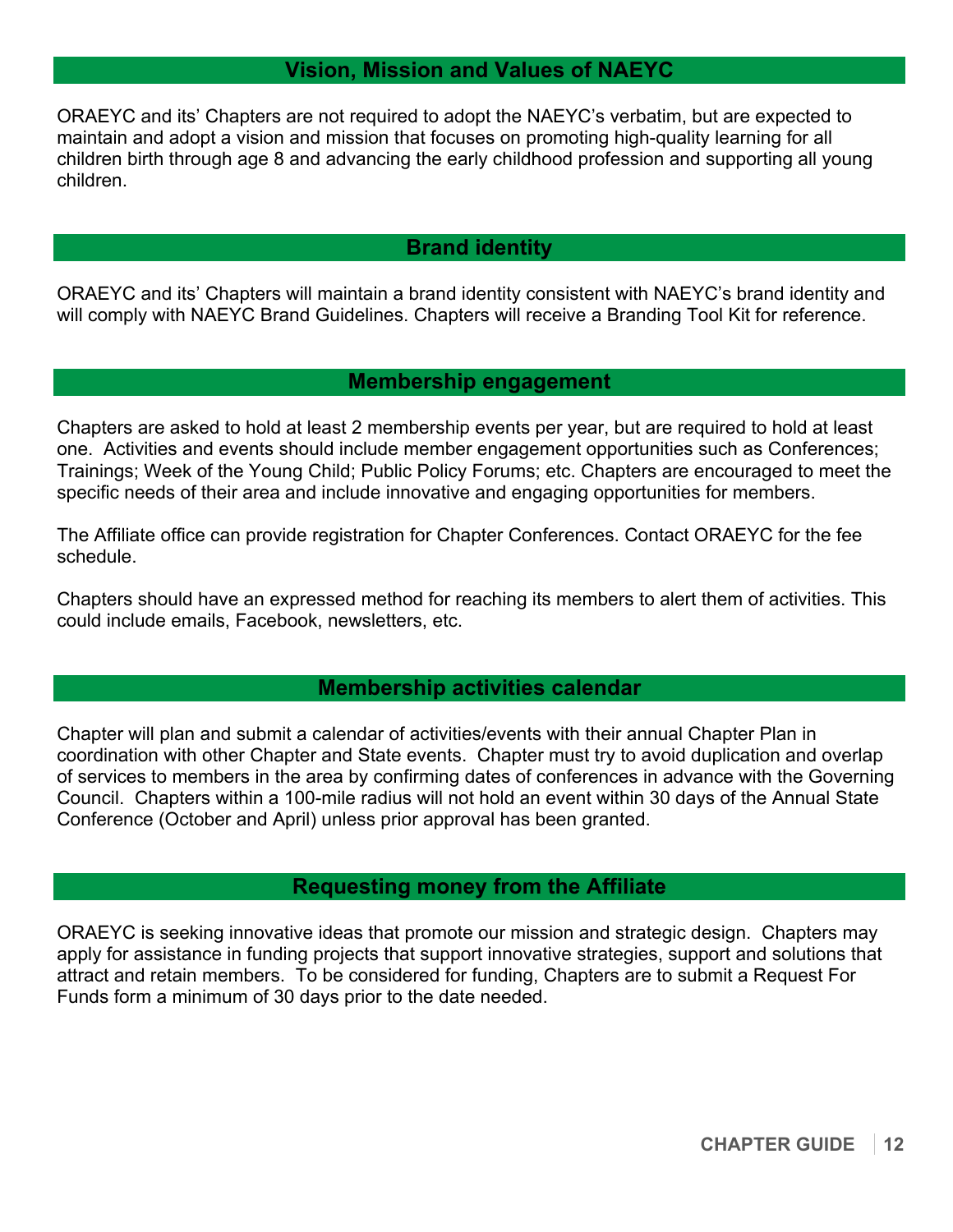## Vision, Mission and Values of NAEYC

ORAEYC and its' Chapters are not required to adopt the NAEYC's verbatim, but are expected to maintain and adopt a vision and mission that focuses on promoting high-quality learning for all children birth through age 8 and advancing the early childhood profession and supporting all young children.

## Brand identity

ORAEYC and its' Chapters will maintain a brand identity consistent with NAEYC's brand identity and will comply with NAEYC Brand Guidelines. Chapters will receive a Branding Tool Kit for reference.

## Membership engagement

Chapters are asked to hold at least 2 membership events per year, but are required to hold at least one. Activities and events should include member engagement opportunities such as Conferences; Trainings; Week of the Young Child; Public Policy Forums; etc. Chapters are encouraged to meet the specific needs of their area and include innovative and engaging opportunities for members.

The Affiliate office can provide registration for Chapter Conferences. Contact ORAEYC for the fee schedule.

Chapters should have an expressed method for reaching its members to alert them of activities. This could include emails, Facebook, newsletters, etc.

## Membership activities calendar

Chapter will plan and submit a calendar of activities/events with their annual Chapter Plan in coordination with other Chapter and State events. Chapter must try to avoid duplication and overlap of services to members in the area by confirming dates of conferences in advance with the Governing Council. Chapters within a 100-mile radius will not hold an event within 30 days of the Annual State Conference (October and April) unless prior approval has been granted.

## Requesting money from the Affiliate

ORAEYC is seeking innovative ideas that promote our mission and strategic design. Chapters may apply for assistance in funding projects that support innovative strategies, support and solutions that attract and retain members. To be considered for funding, Chapters are to submit a Request For Funds form a minimum of 30 days prior to the date needed.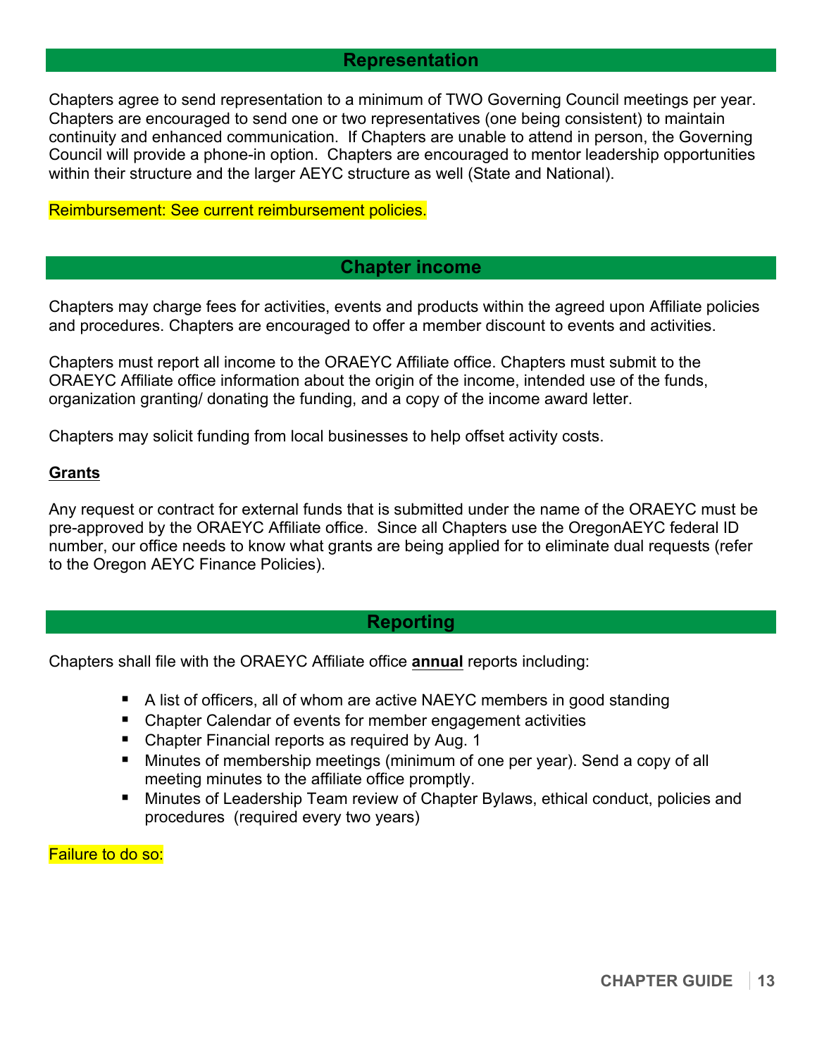## Representation

Chapters agree to send representation to a minimum of TWO Governing Council meetings per year. Chapters are encouraged to send one or two representatives (one being consistent) to maintain continuity and enhanced communication. If Chapters are unable to attend in person, the Governing Council will provide a phone-in option. Chapters are encouraged to mentor leadership opportunities within their structure and the larger AEYC structure as well (State and National).

Reimbursement: See current reimbursement policies.

## Chapter income

Chapters may charge fees for activities, events and products within the agreed upon Affiliate policies and procedures. Chapters are encouraged to offer a member discount to events and activities.

Chapters must report all income to the ORAEYC Affiliate office. Chapters must submit to the ORAEYC Affiliate office information about the origin of the income, intended use of the funds, organization granting/ donating the funding, and a copy of the income award letter.

Chapters may solicit funding from local businesses to help offset activity costs.

**Grants**

Any request or contract for external funds that is submitted under the name of the ORAEYC must be pre-approved by the ORAEYC Affiliate office. Since all Chapters use the OregonAEYC federal ID number, our office needs to know what grants are being applied for to eliminate dual requests (refer to the Oregon AEYC Finance Policies).

## Reporting

Chapters shall file with the ORAEYC Affiliate office **annual** reports including:

- A list of officers, all of whom are active NAEYC members in good standing
- Chapter Calendar of events for member engagement activities
- Chapter Financial reports as required by Aug. 1
- Minutes of membership meetings (minimum of one per year). Send a copy of all meeting minutes to the affiliate office promptly.
- Minutes of Leadership Team review of Chapter Bylaws, ethical conduct, policies and procedures (required every two years)

Failure to do so: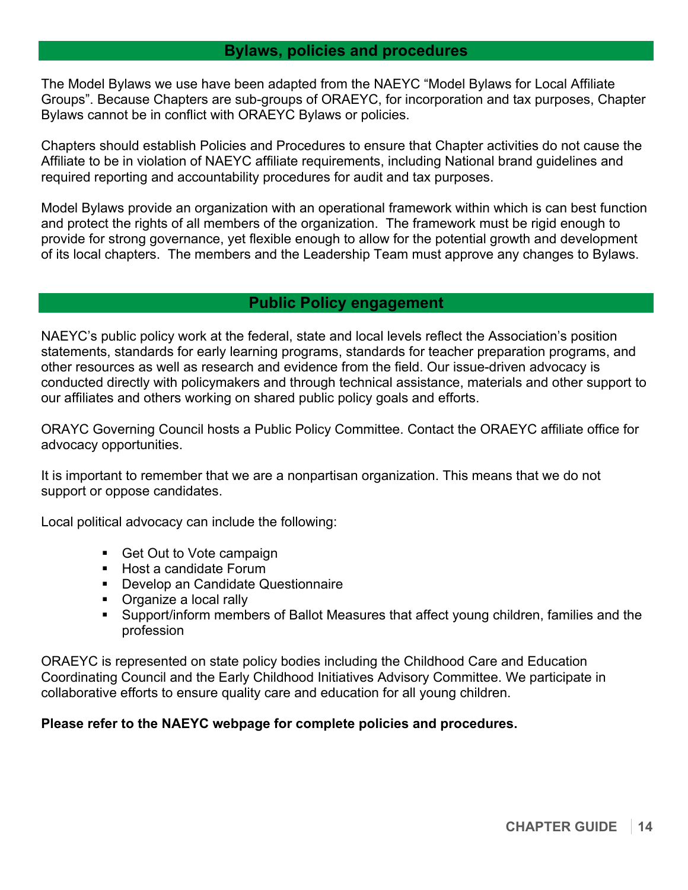## Bylaws, policies and procedures

The Model Bylaws we use have been adapted from the NAEYC "Model Bylaws for Local Affiliate Groups". Because Chapters are sub-groups of ORAEYC, for incorporation and tax purposes, Chapter Bylaws cannot be in conflict with ORAEYC Bylaws or policies.

Chapters should establish Policies and Procedures to ensure that Chapter activities do not cause the Affiliate to be in violation of NAEYC affiliate requirements, including National brand guidelines and required reporting and accountability procedures for audit and tax purposes.

Model Bylaws provide an organization with an operational framework within which is can best function and protect the rights of all members of the organization. The framework must be rigid enough to provide for strong governance, yet flexible enough to allow for the potential growth and development of its local chapters. The members and the Leadership Team must approve any changes to Bylaws.

## Public Policy engagement

NAEYC's public policy work at the federal, state and local levels reflect the Association's position statements, standards for early learning programs, standards for teacher preparation programs, and other resources as well as research and evidence from the field. Our issue-driven advocacy is conducted directly with policymakers and through technical assistance, materials and other support to our affiliates and others working on shared public policy goals and efforts.

ORAYC Governing Council hosts a Public Policy Committee. Contact the ORAEYC affiliate office for advocacy opportunities.

It is important to remember that we are a nonpartisan organization. This means that we do not support or oppose candidates.

Local political advocacy can include the following:

- Get Out to Vote campaign
- Host a candidate Forum
- Develop an Candidate Questionnaire
- Organize a local rally
- Support/inform members of Ballot Measures that affect young children, families and the profession

ORAEYC is represented on state policy bodies including the Childhood Care and Education Coordinating Council and the Early Childhood Initiatives Advisory Committee. We participate in collaborative efforts to ensure quality care and education for all young children.

**Please refer to the NAEYC webpage for complete policies and procedures.**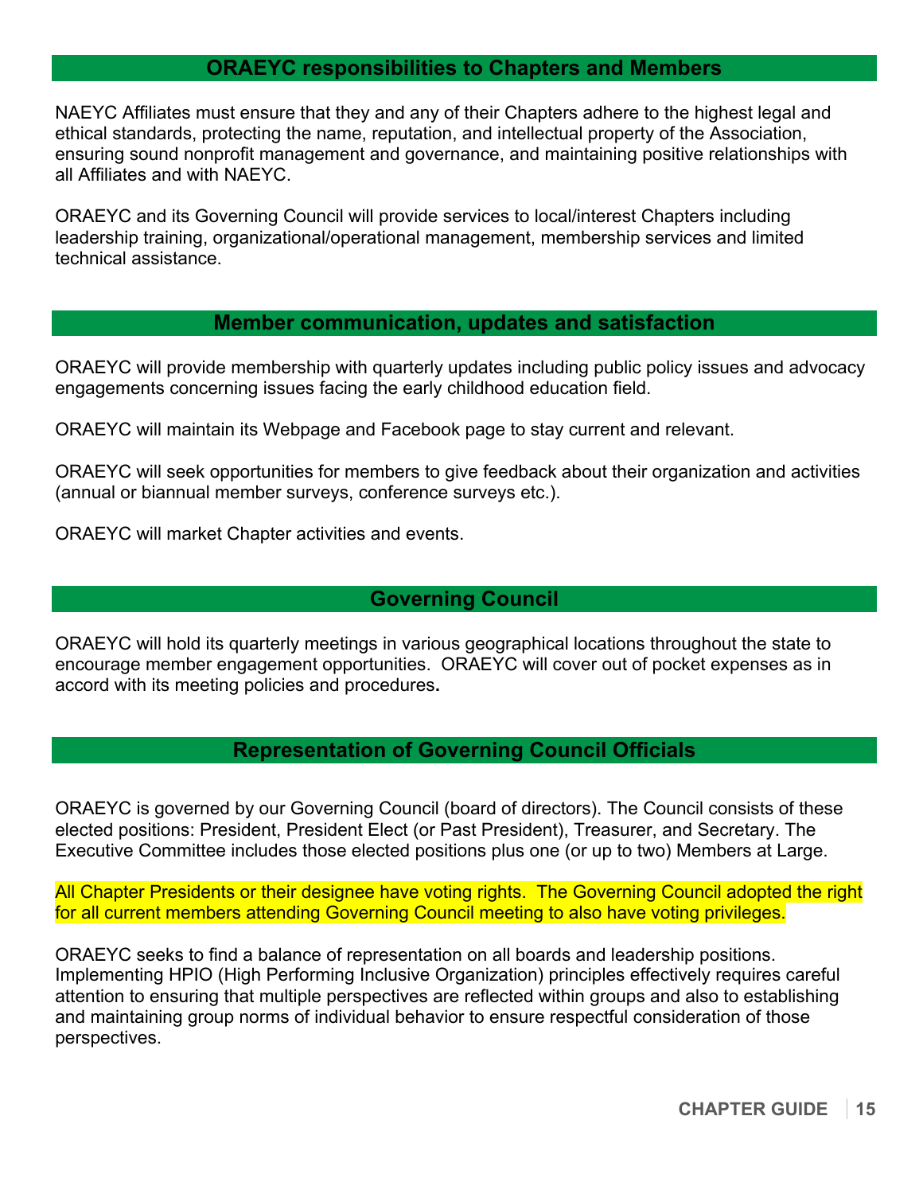## ORAEYC responsibilities to Chapters and Members

NAEYC Affiliates must ensure that they and any of their Chapters adhere to the highest legal and ethical standards, protecting the name, reputation, and intellectual property of the Association, ensuring sound nonprofit management and governance, and maintaining positive relationships with all Affiliates and with NAEYC.

ORAEYC and its Governing Council will provide services to local/interest Chapters including leadership training, organizational/operational management, membership services and limited technical assistance.

## Member communication, updates and satisfaction

ORAEYC will provide membership with quarterly updates including public policy issues and advocacy engagements concerning issues facing the early childhood education field.

ORAEYC will maintain its Webpage and Facebook page to stay current and relevant.

ORAEYC will seek opportunities for members to give feedback about their organization and activities (annual or biannual member surveys, conference surveys etc.).

ORAEYC will market Chapter activities and events.

## Governing Council

ORAEYC will hold its quarterly meetings in various geographical locations throughout the state to encourage member engagement opportunities. ORAEYC will cover out of pocket expenses as in accord with its meeting policies and procedures**.**

## Representation of Governing Council Officials

ORAEYC is governed by our Governing Council (board of directors). The Council consists of these elected positions: President, President Elect (or Past President), Treasurer, and Secretary. The Executive Committee includes those elected positions plus one (or up to two) Members at Large.

All Chapter Presidents or their designee have voting rights. The Governing Council adopted the right for all current members attending Governing Council meeting to also have voting privileges.

ORAEYC seeks to find a balance of representation on all boards and leadership positions. Implementing HPIO (High Performing Inclusive Organization) principles effectively requires careful attention to ensuring that multiple perspectives are reflected within groups and also to establishing and maintaining group norms of individual behavior to ensure respectful consideration of those perspectives.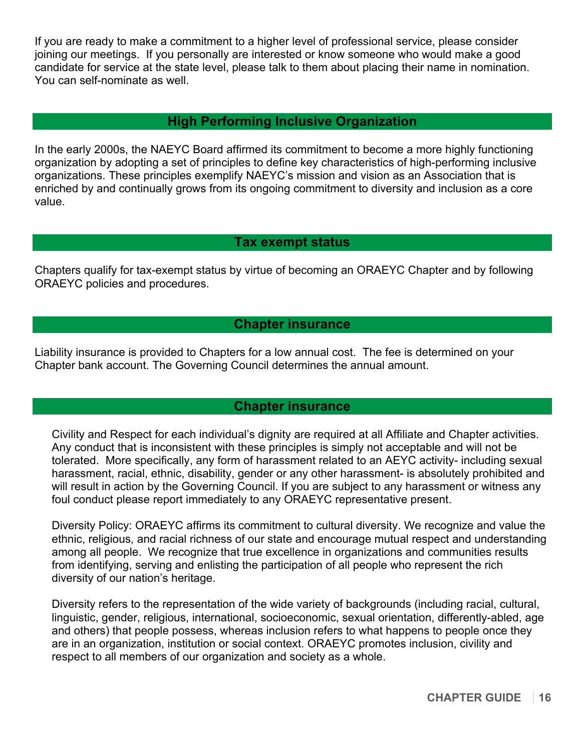If you are ready to make a commitment to a higher level of professional service, please consider joining our meetings. If you personally are interested or know someone who would make a good candidate for service at the state level, please talk to them about placing their name in nomination. You can self-nominate as well.

## High Performing Inclusive Organization

In the early 2000s, the NAEYC Board affirmed its commitment to become a more highly functioning organization by adopting a set of principles to define key characteristics of high-performing inclusive organizations. These principles exemplify NAEYC's mission and vision as an Association that is enriched by and continually grows from its ongoing commitment to diversity and inclusion as a core value.

## Tax exempt status

Chapters qualify for tax-exempt status by virtue of becoming an ORAEYC Chapter and by following ORAEYC policies and procedures.

## Chapter insurance

Liability insurance is provided to Chapters for a low annual cost. The fee is determined on your Chapter bank account. The Governing Council determines the annual amount.

## Chapter insurance

Civility and Respect for each individual's dignity are required at all Affiliate and Chapter activities. Any conduct that is inconsistent with these principles is simply not acceptable and will not be tolerated. More specifically, any form of harassment related to an AEYC activity- including sexual harassment, racial, ethnic, disability, gender or any other harassment- is absolutely prohibited and will result in action by the Governing Council. If you are subject to any harassment or witness any foul conduct please report immediately to any ORAEYC representative present.

Diversity Policy: ORAEYC affirms its commitment to cultural diversity. We recognize and value the ethnic, religious, and racial richness of our state and encourage mutual respect and understanding among all people. We recognize that true excellence in organizations and communities results from identifying, serving and enlisting the participation of all people who represent the rich diversity of our nation's heritage.

Diversity refers to the representation of the wide variety of backgrounds (including racial, cultural, linguistic, gender, religious, international, socioeconomic, sexual orientation, differently-abled, age and others) that people possess, whereas inclusion refers to what happens to people once they are in an organization, institution or social context. ORAEYC promotes inclusion, civility and respect to all members of our organization and society as a whole.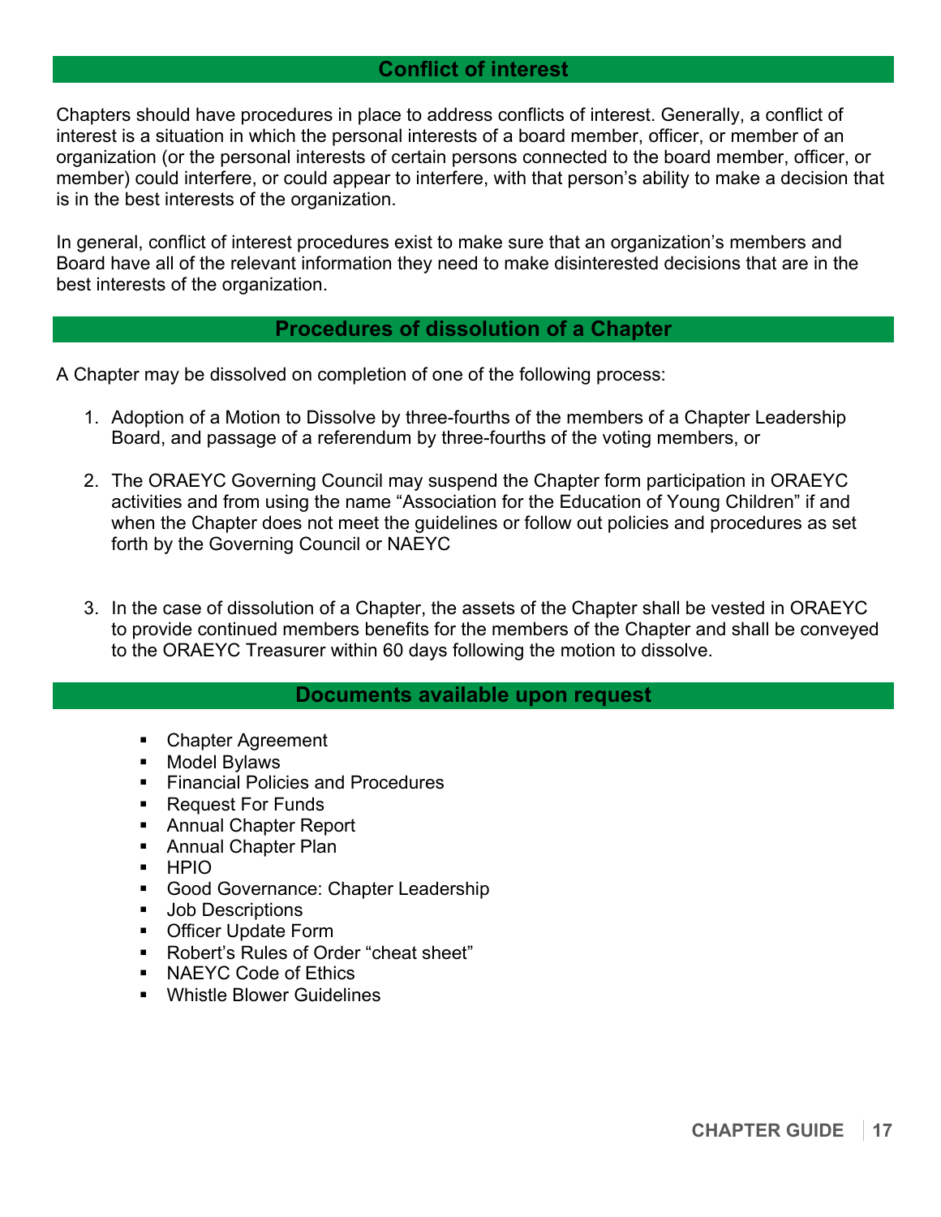## Conflict of interest

Chapters should have procedures in place to address conflicts of interest. Generally, a conflict of interest is a situation in which the personal interests of a board member, officer, or member of an organization (or the personal interests of certain persons connected to the board member, officer, or member) could interfere, or could appear to interfere, with that person's ability to make a decision that is in the best interests of the organization.

In general, conflict of interest procedures exist to make sure that an organization's members and Board have all of the relevant information they need to make disinterested decisions that are in the best interests of the organization.

## Procedures of dissolution of a Chapter

A Chapter may be dissolved on completion of one of the following process:

1. Adoption of a Motion to Dissolve by three-fourths of the members of a Chapter Leadership Board, and passage of a referendum by three-fourths of the voting members, or
2. The ORAEYC Governing Council may suspend the Chapter form participation in ORAEYC activities and from using the name "Association for the Education of Young Children" if and when the Chapter does not meet the guidelines or follow out policies and procedures as set forth by the Governing Council or NAEYC
3. In the case of dissolution of a Chapter, the assets of the Chapter shall be vested in ORAEYC to provide continued members benefits for the members of the Chapter and shall be conveyed to the ORAEYC Treasurer within 60 days following the motion to dissolve.

## Documents available upon request

- Chapter Agreement
- Model Bylaws
- Financial Policies and Procedures
- Request For Funds
- Annual Chapter Report
- Annual Chapter Plan
- HPIO
- Good Governance: Chapter Leadership
- Job Descriptions
- Officer Update Form
- Robert's Rules of Order "cheat sheet"
- NAEYC Code of Ethics
- Whistle Blower Guidelines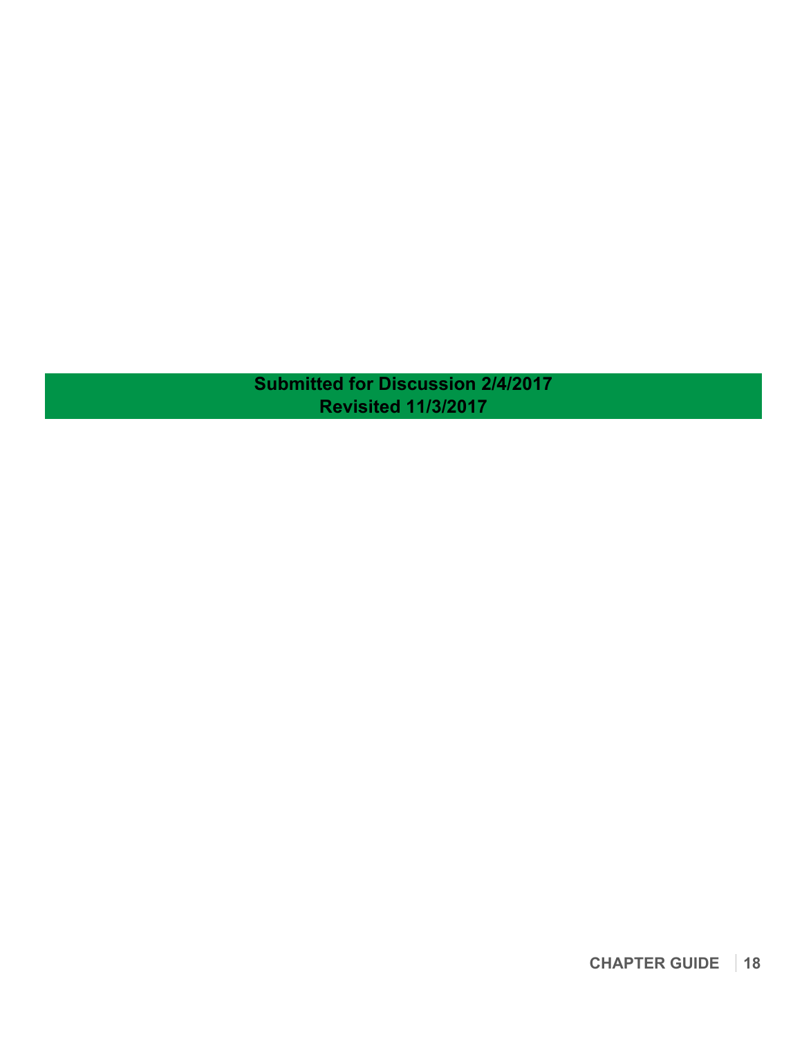**Submitted for Discussion 2/4/2017**
**Revisited 11/3/2017**